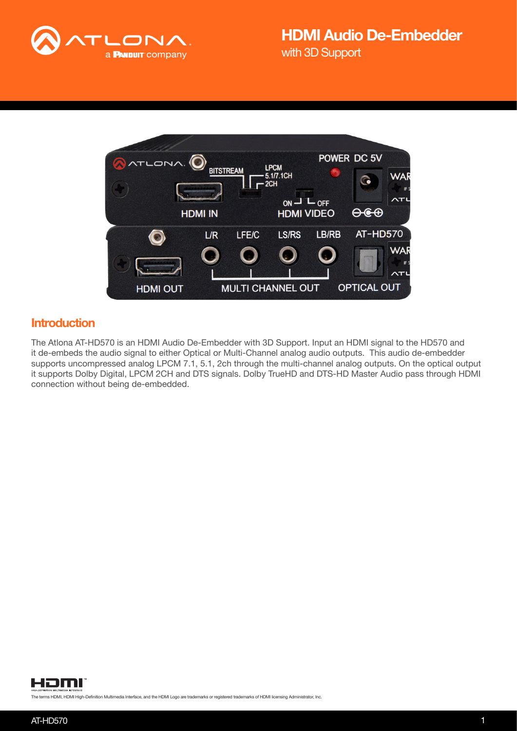# HDMI Audio De-Embedder

with 3D Support

## Introduction

The Atlona AT-HD570 is an HDMI Audio De-Embedder with 3D Support. Input an HDMI signal to the HD570 and it de-embeds the audio signal to either Optical or Multi-Channel analog audio outputs. This audio de-embedder supports uncompressed analog LPCM 7.1, 5.1, 2ch through the multi-channel analog outputs. On the optical output it supports Dolby Digital, LPCM 2CH and DTS signals. Dolby TrueHD and DTS-HD Master Audio pass through HDMI connection without being de-embedded.

The terms HDMI, HDMI High-Definition Multimedia Interface, and the HDMI Logo are trademarks or registered trademarks of HDMI licensing Administrator, Inc.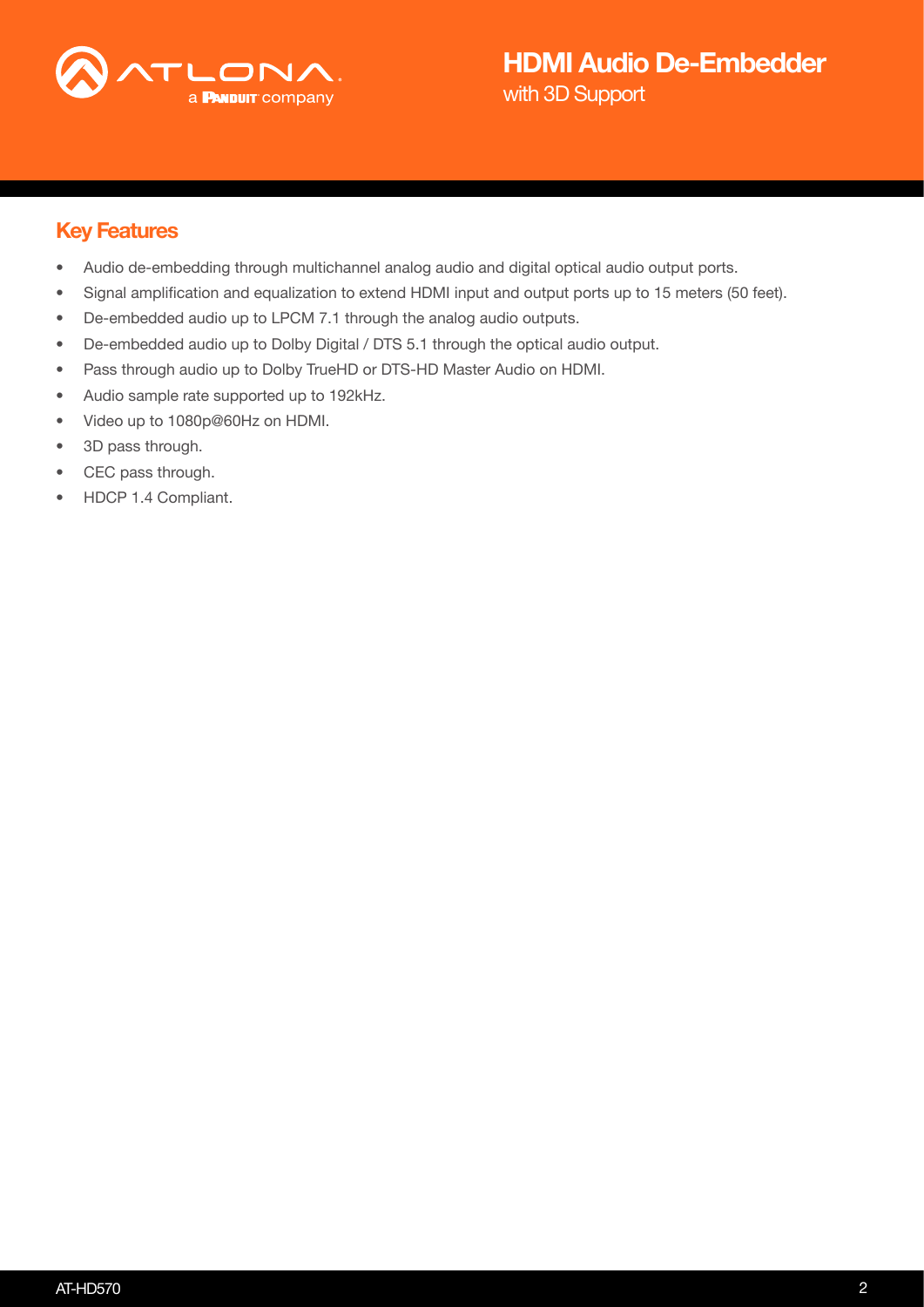## Key Features

- Audio de-embedding through multichannel analog audio and digital optical audio output ports.
- Signal amplification and equalization to extend HDMI input and output ports up to 15 meters (50 feet).
- De-embedded audio up to LPCM 7.1 through the analog audio outputs.
- De-embedded audio up to Dolby Digital / DTS 5.1 through the optical audio output.
- Pass through audio up to Dolby TrueHD or DTS-HD Master Audio on HDMI.
- Audio sample rate supported up to 192kHz.
- Video up to 1080p@60Hz on HDMI.
- 3D pass through.
- CEC pass through.
- HDCP 1.4 Compliant.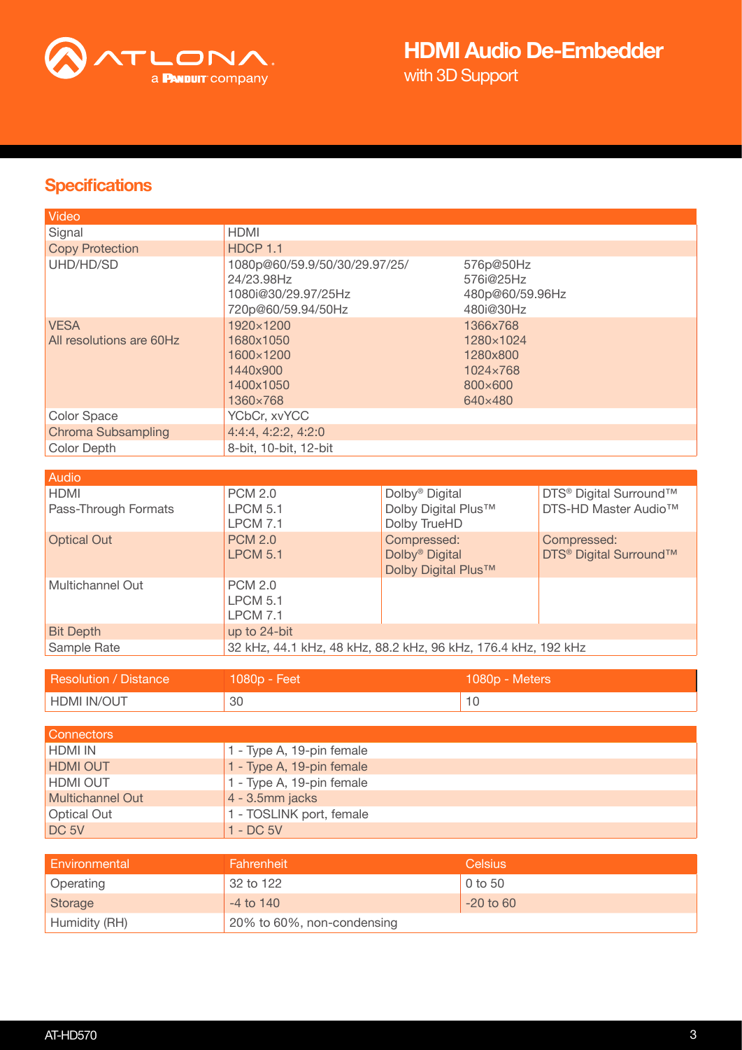## Specifications

| Video | | |
|---|---|---|
| Signal | HDMI | |
| Copy Protection | HDCP 1.1 | |
| UHD/HD/SD | 1080p@60/59.9/50/30/29.97/25/24/23.98Hz<br>1080i@30/29.97/25Hz<br>720p@60/59.94/50Hz | 576p@50Hz<br>576i@25Hz<br>480p@60/59.96Hz<br>480i@30Hz |
| VESA<br>All resolutions are 60Hz | 1920×1200<br>1680x1050<br>1600×1200<br>1440x900<br>1400x1050<br>1360×768 | 1366x768<br>1280×1024<br>1280x800<br>1024×768<br>800×600<br>640×480 |
| Color Space | YCbCr, xvYCC | |
| Chroma Subsampling | 4:4:4, 4:2:2, 4:2:0 | |
| Color Depth | 8-bit, 10-bit, 12-bit | |

| Audio | | | |
|---|---|---|---|
| HDMI<br>Pass-Through Formats | PCM 2.0<br>LPCM 5.1<br>LPCM 7.1 | Dolby® Digital<br>Dolby Digital Plus™<br>Dolby TrueHD | DTS® Digital Surround™<br>DTS-HD Master Audio™ |
| Optical Out | PCM 2.0<br>LPCM 5.1 | Compressed:<br>Dolby® Digital<br>Dolby Digital Plus™ | Compressed:<br>DTS® Digital Surround™ |
| Multichannel Out | PCM 2.0<br>LPCM 5.1<br>LPCM 7.1 | | |
| Bit Depth | up to 24-bit | | |
| Sample Rate | 32 kHz, 44.1 kHz, 48 kHz, 88.2 kHz, 96 kHz, 176.4 kHz, 192 kHz | | |

| Resolution / Distance | 1080p - Feet | 1080p - Meters |
|---|---|---|
| HDMI IN/OUT | 30 | 10 |

| Connectors | |
|---|---|
| HDMI IN | 1 - Type A, 19-pin female |
| HDMI OUT | 1 - Type A, 19-pin female |
| HDMI OUT | 1 - Type A, 19-pin female |
| Multichannel Out | 4 - 3.5mm jacks |
| Optical Out | 1 - TOSLINK port, female |
| DC 5V | 1 - DC 5V |

| Environmental | Fahrenheit | Celsius |
|---|---|---|
| Operating | 32 to 122 | 0 to 50 |
| Storage | -4 to 140 | -20 to 60 |
| Humidity (RH) | 20% to 60%, non-condensing | |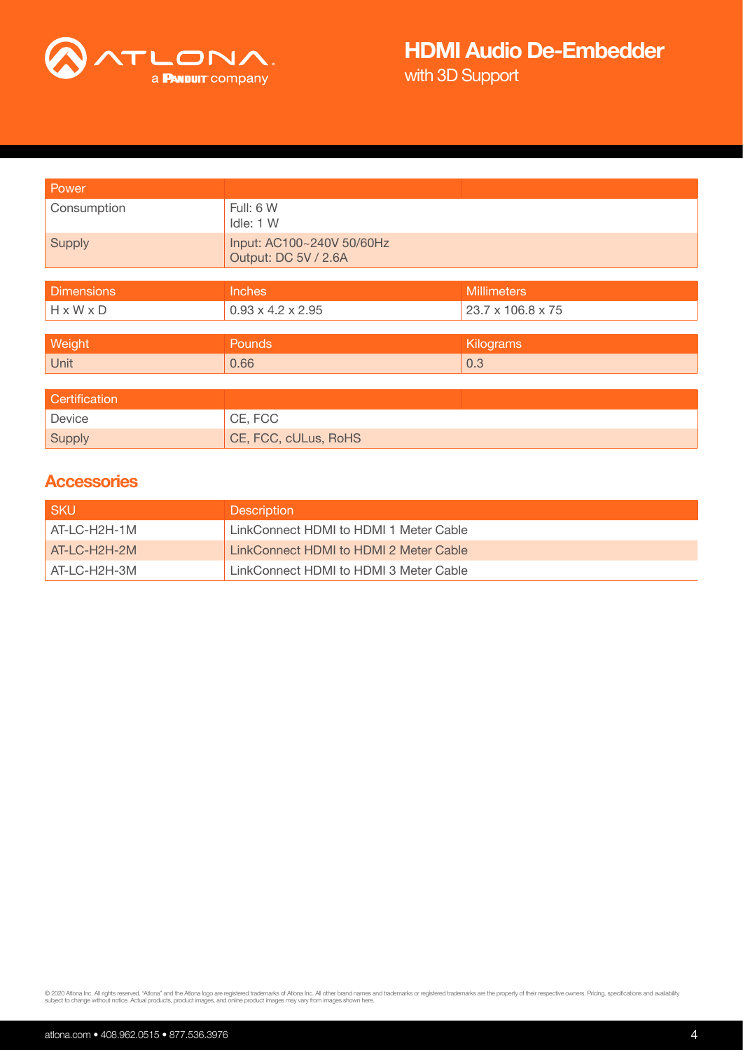# HDMI Audio De-Embedder

with 3D Support

| Power | | |
|---|---|---|
| Consumption | Full: 6 W<br>Idle: 1 W | |
| Supply | Input: AC100~240V 50/60Hz<br>Output: DC 5V / 2.6A | |

| Dimensions | Inches | Millimeters |
|---|---|---|
| H x W x D | 0.93 x 4.2 x 2.95 | 23.7 x 106.8 x 75 |

| Weight | Pounds | Kilograms |
|---|---|---|
| Unit | 0.66 | 0.3 |

| Certification | | |
|---|---|---|
| Device | CE, FCC | |
| Supply | CE, FCC, cULus, RoHS | |

## Accessories

| SKU | Description |
|---|---|
| AT-LC-H2H-1M | LinkConnect HDMI to HDMI 1 Meter Cable |
| AT-LC-H2H-2M | LinkConnect HDMI to HDMI 2 Meter Cable |
| AT-LC-H2H-3M | LinkConnect HDMI to HDMI 3 Meter Cable |

© 2020 Atlona Inc. All rights reserved. "Atlona" and the Atlona logo are registered trademarks of Atlona Inc. All other brand names and trademarks or registered trademarks are the property of their respective owners. Pricing, specifications and availability subject to change without notice. Actual products, product images, and online product images may vary from images shown here.

atlona.com • 408.962.0515 • 877.536.3976